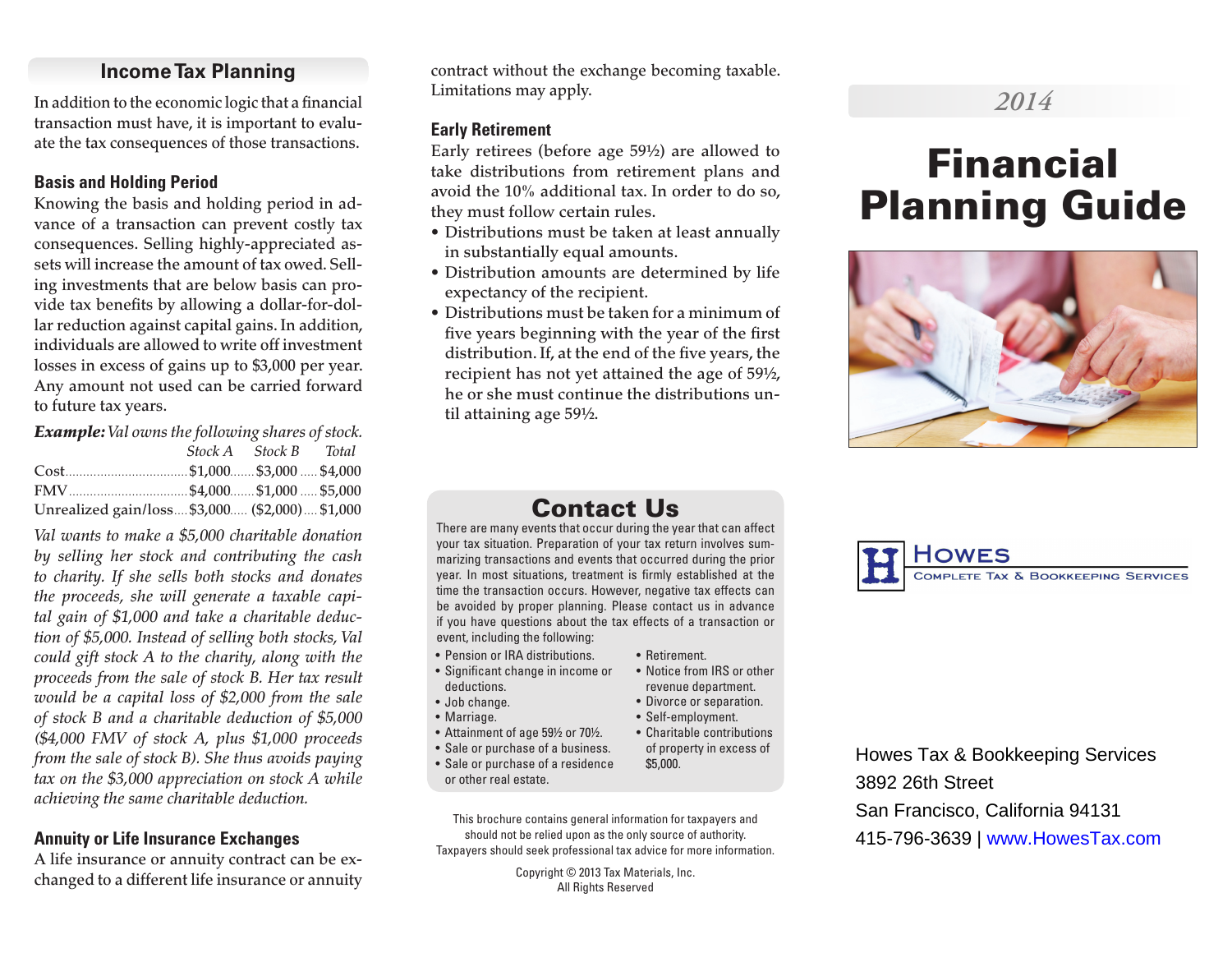## Income Tax Planning

In addition to the economic logic that a financial transaction must have, it is important to evaluate the tax consequences of those transactions.

### Basis and Holding Period

Knowing the basis and holding period in advance of a transaction can prevent costly tax consequences. Selling highly-appreciated assets will increase the amount of tax owed. Selling investments that are below basis can provide tax benefits by allowing a dollar-for-dollar reduction against capital gains. In addition, individuals are allowed to write off investment losses in excess of gains up to $3,000 per year. Any amount not used can be carried forward to future tax years.

***Example:*** *Val owns the following shares of stock.*

| | *Stock A* | *Stock B* | *Total* |
|---|---|---|---|
| Cost | $1,000 | $3,000 | $4,000 |
| FMV | $4,000 | $1,000 | $5,000 |
| Unrealized gain/loss | $3,000 | ($2,000) | $1,000 |

*Val wants to make a $5,000 charitable donation by selling her stock and contributing the cash to charity. If she sells both stocks and donates the proceeds, she will generate a taxable capital gain of $1,000 and take a charitable deduction of $5,000. Instead of selling both stocks, Val could gift stock A to the charity, along with the proceeds from the sale of stock B. Her tax result would be a capital loss of $2,000 from the sale of stock B and a charitable deduction of $5,000 ($4,000 FMV of stock A, plus $1,000 proceeds from the sale of stock B). She thus avoids paying tax on the $3,000 appreciation on stock A while achieving the same charitable deduction.*

### Annuity or Life Insurance Exchanges

A life insurance or annuity contract can be exchanged to a different life insurance or annuity contract without the exchange becoming taxable. Limitations may apply.

### Early Retirement

Early retirees (before age 59½) are allowed to take distributions from retirement plans and avoid the 10% additional tax. In order to do so, they must follow certain rules.

- Distributions must be taken at least annually in substantially equal amounts.
- Distribution amounts are determined by life expectancy of the recipient.
- Distributions must be taken for a minimum of five years beginning with the year of the first distribution. If, at the end of the five years, the recipient has not yet attained the age of 59½, he or she must continue the distributions until attaining age 59½.

## Contact Us

There are many events that occur during the year that can affect your tax situation. Preparation of your tax return involves summarizing transactions and events that occurred during the prior year. In most situations, treatment is firmly established at the time the transaction occurs. However, negative tax effects can be avoided by proper planning. Please contact us in advance if you have questions about the tax effects of a transaction or event, including the following:

- Pension or IRA distributions.
- Significant change in income or deductions.
- Job change.
- Marriage.
- Attainment of age 59½ or 70½.
- Sale or purchase of a business.
- Sale or purchase of a residence or other real estate.
- Retirement.
- Notice from IRS or other revenue department.
- Divorce or separation.
- Self-employment.
- Charitable contributions of property in excess of $5,000.

This brochure contains general information for taxpayers and should not be relied upon as the only source of authority. Taxpayers should seek professional tax advice for more information.

Copyright © 2013 Tax Materials, Inc.
All Rights Reserved

*2014*

# Financial Planning Guide

**Howes**
Complete Tax & Bookkeeping Services

Howes Tax & Bookkeeping Services
3892 26th Street
San Francisco, California 94131
415-796-3639 | www.HowesTax.com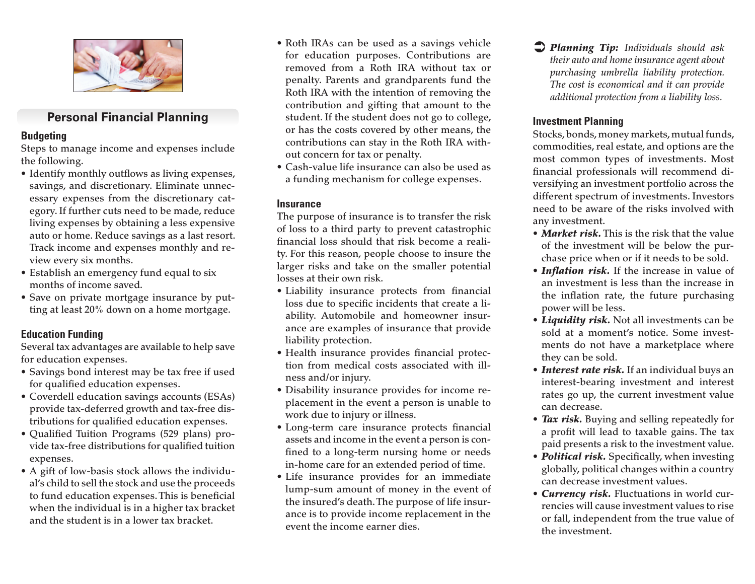## Personal Financial Planning

### Budgeting

Steps to manage income and expenses include the following.

- Identify monthly outflows as living expenses, savings, and discretionary. Eliminate unnecessary expenses from the discretionary category. If further cuts need to be made, reduce living expenses by obtaining a less expensive auto or home. Reduce savings as a last resort. Track income and expenses monthly and review every six months.
- Establish an emergency fund equal to six months of income saved.
- Save on private mortgage insurance by putting at least 20% down on a home mortgage.

### Education Funding

Several tax advantages are available to help save for education expenses.

- Savings bond interest may be tax free if used for qualified education expenses.
- Coverdell education savings accounts (ESAs) provide tax-deferred growth and tax-free distributions for qualified education expenses.
- Qualified Tuition Programs (529 plans) provide tax-free distributions for qualified tuition expenses.
- A gift of low-basis stock allows the individual's child to sell the stock and use the proceeds to fund education expenses. This is beneficial when the individual is in a higher tax bracket and the student is in a lower tax bracket.
- Roth IRAs can be used as a savings vehicle for education purposes. Contributions are removed from a Roth IRA without tax or penalty. Parents and grandparents fund the Roth IRA with the intention of removing the contribution and gifting that amount to the student. If the student does not go to college, or has the costs covered by other means, the contributions can stay in the Roth IRA without concern for tax or penalty.
- Cash-value life insurance can also be used as a funding mechanism for college expenses.

### Insurance

The purpose of insurance is to transfer the risk of loss to a third party to prevent catastrophic financial loss should that risk become a reality. For this reason, people choose to insure the larger risks and take on the smaller potential losses at their own risk.

- Liability insurance protects from financial loss due to specific incidents that create a liability. Automobile and homeowner insurance are examples of insurance that provide liability protection.
- Health insurance provides financial protection from medical costs associated with illness and/or injury.
- Disability insurance provides for income replacement in the event a person is unable to work due to injury or illness.
- Long-term care insurance protects financial assets and income in the event a person is confined to a long-term nursing home or needs in-home care for an extended period of time.
- Life insurance provides for an immediate lump-sum amount of money in the event of the insured's death. The purpose of life insurance is to provide income replacement in the event the income earner dies.

➲ ***Planning Tip:*** *Individuals should ask their auto and home insurance agent about purchasing umbrella liability protection. The cost is economical and it can provide additional protection from a liability loss.*

### Investment Planning

Stocks, bonds, money markets, mutual funds, commodities, real estate, and options are the most common types of investments. Most financial professionals will recommend diversifying an investment portfolio across the different spectrum of investments. Investors need to be aware of the risks involved with any investment.

- ***Market risk.*** This is the risk that the value of the investment will be below the purchase price when or if it needs to be sold.
- ***Inflation risk.*** If the increase in value of an investment is less than the increase in the inflation rate, the future purchasing power will be less.
- ***Liquidity risk.*** Not all investments can be sold at a moment's notice. Some investments do not have a marketplace where they can be sold.
- ***Interest rate risk.*** If an individual buys an interest-bearing investment and interest rates go up, the current investment value can decrease.
- ***Tax risk.*** Buying and selling repeatedly for a profit will lead to taxable gains. The tax paid presents a risk to the investment value.
- ***Political risk.*** Specifically, when investing globally, political changes within a country can decrease investment values.
- ***Currency risk.*** Fluctuations in world currencies will cause investment values to rise or fall, independent from the true value of the investment.